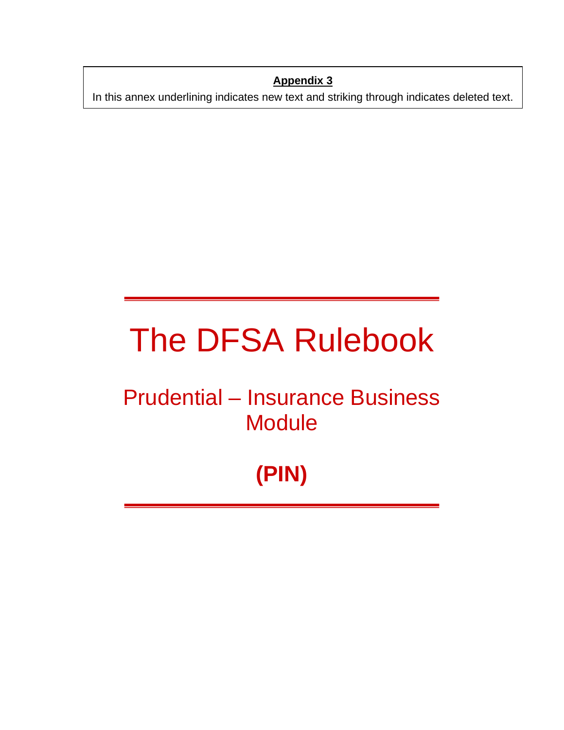**Appendix 3**

In this annex underlining indicates new text and striking through indicates deleted text.

# The DFSA Rulebook

## Prudential – Insurance Business Module

## (PIN)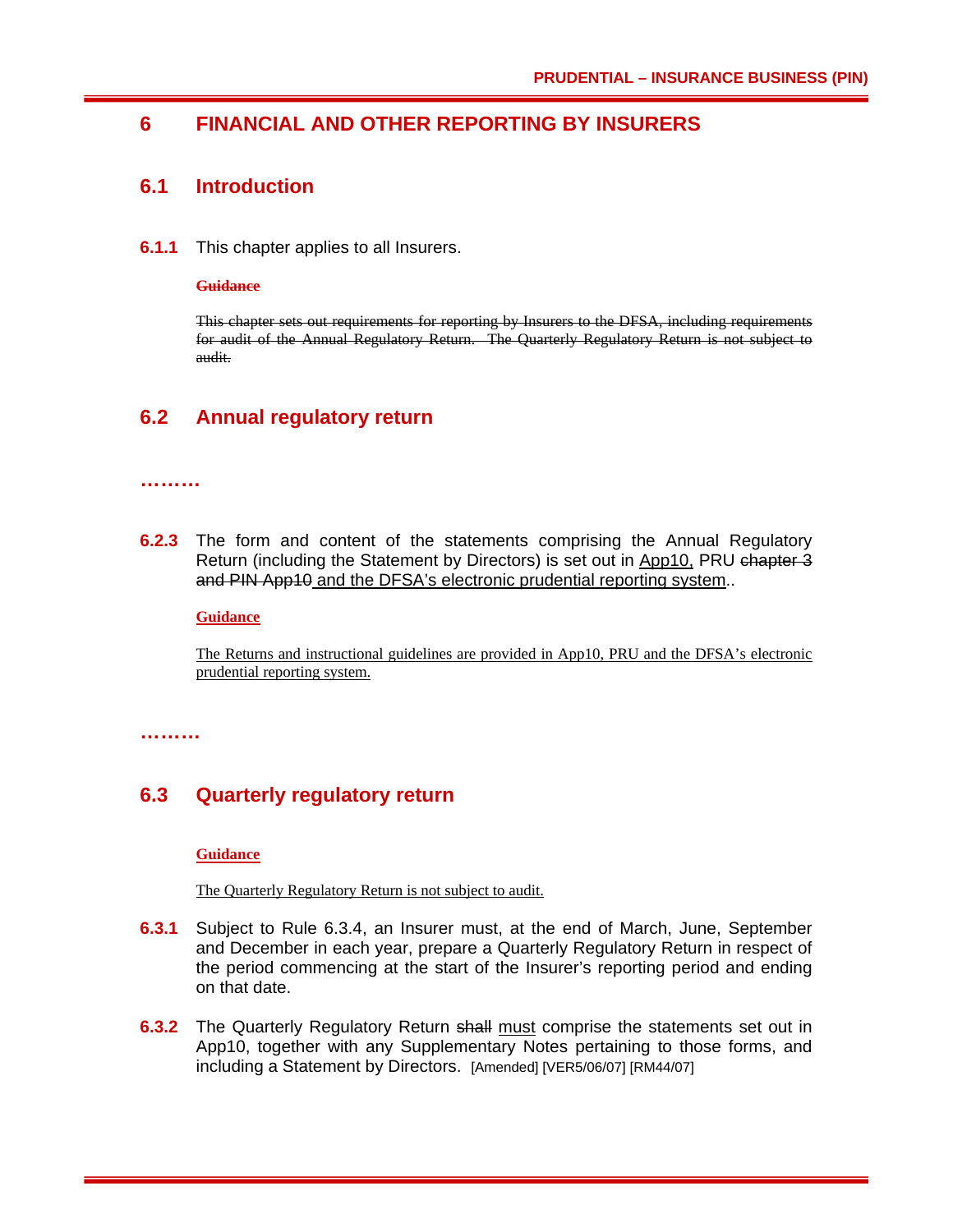# 6 FINANCIAL AND OTHER REPORTING BY INSURERS

## 6.1 Introduction

**6.1.1** This chapter applies to all Insurers.

~~**Guidance**~~

~~This chapter sets out requirements for reporting by Insurers to the DFSA, including requirements for audit of the Annual Regulatory Return. The Quarterly Regulatory Return is not subject to audit.~~

## 6.2 Annual regulatory return

………

**6.2.3** The form and content of the statements comprising the Annual Regulatory Return (including the Statement by Directors) is set out in App10, PRU ~~chapter 3 and PIN App10~~ and the DFSA's electronic prudential reporting system..

**Guidance**

The Returns and instructional guidelines are provided in App10, PRU and the DFSA's electronic prudential reporting system.

………

## 6.3 Quarterly regulatory return

**Guidance**

The Quarterly Regulatory Return is not subject to audit.

**6.3.1** Subject to Rule 6.3.4, an Insurer must, at the end of March, June, September and December in each year, prepare a Quarterly Regulatory Return in respect of the period commencing at the start of the Insurer's reporting period and ending on that date.

**6.3.2** The Quarterly Regulatory Return ~~shall~~ must comprise the statements set out in App10, together with any Supplementary Notes pertaining to those forms, and including a Statement by Directors. [Amended] [VER5/06/07] [RM44/07]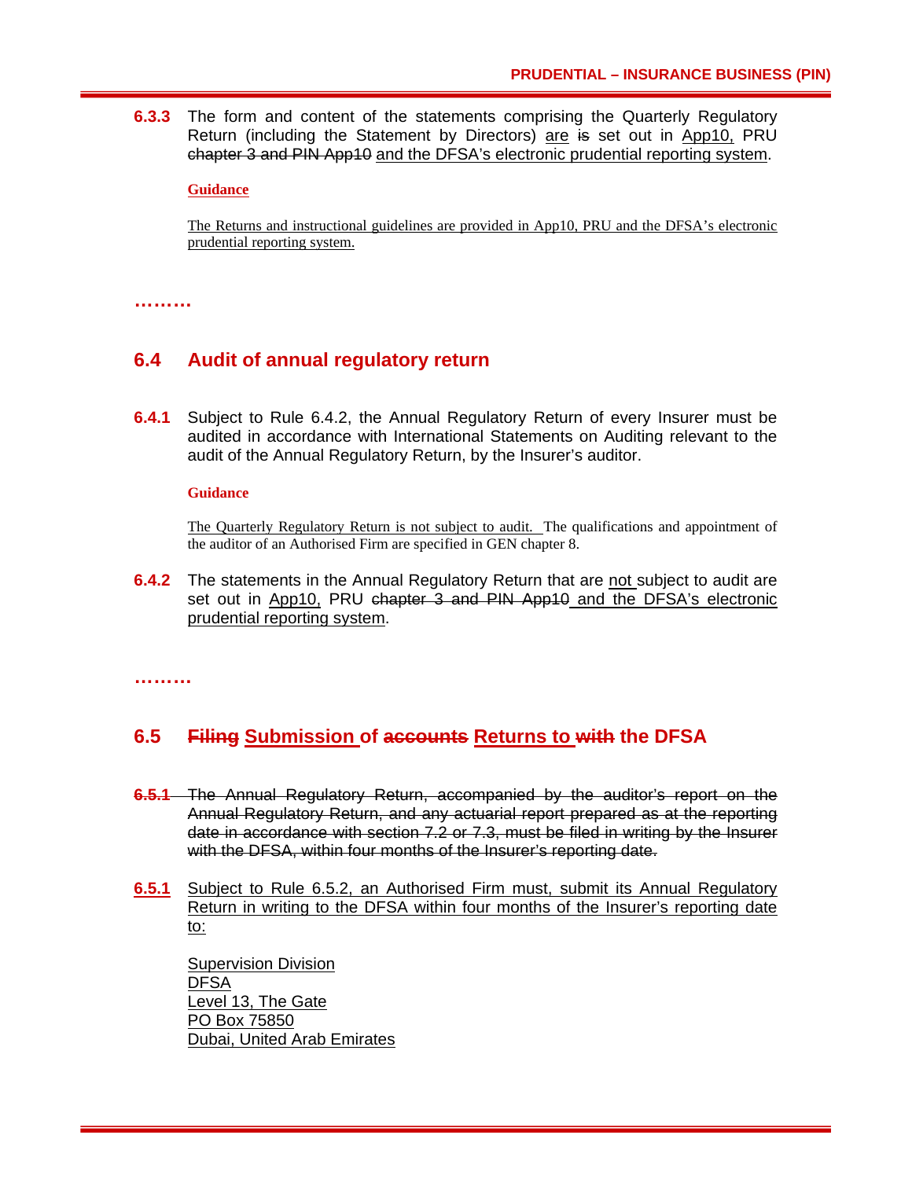**6.3.3** The form and content of the statements comprising the Quarterly Regulatory Return (including the Statement by Directors) <u>are</u> ~~is~~ set out in <u>App10,</u> PRU ~~chapter 3 and PIN App10~~ <u>and the DFSA's electronic prudential reporting system</u>.

**<u>Guidance</u>**

<u>The Returns and instructional guidelines are provided in App10, PRU and the DFSA's electronic prudential reporting system.</u>

………

## 6.4 Audit of annual regulatory return

**6.4.1** Subject to Rule 6.4.2, the Annual Regulatory Return of every Insurer must be audited in accordance with International Statements on Auditing relevant to the audit of the Annual Regulatory Return, by the Insurer's auditor.

**Guidance**

<u>The Quarterly Regulatory Return is not subject to audit.</u> The qualifications and appointment of the auditor of an Authorised Firm are specified in GEN chapter 8.

**6.4.2** The statements in the Annual Regulatory Return that are <u>not</u> subject to audit are set out in <u>App10,</u> PRU ~~chapter 3 and PIN App10~~ <u>and the DFSA's electronic prudential reporting system</u>.

………

## 6.5 ~~Filing~~ <u>Submission</u> of ~~accounts~~ <u>Returns to</u> ~~with~~ the DFSA

~~**6.5.1** The Annual Regulatory Return, accompanied by the auditor's report on the Annual Regulatory Return, and any actuarial report prepared as at the reporting date in accordance with section 7.2 or 7.3, must be filed in writing by the Insurer with the DFSA, within four months of the Insurer's reporting date.~~

<u>**6.5.1**</u> <u>Subject to Rule 6.5.2, an Authorised Firm must, submit its Annual Regulatory Return in writing to the DFSA within four months of the Insurer's reporting date to:</u>

<u>Supervision Division</u>
<u>DFSA</u>
<u>Level 13, The Gate</u>
<u>PO Box 75850</u>
<u>Dubai, United Arab Emirates</u>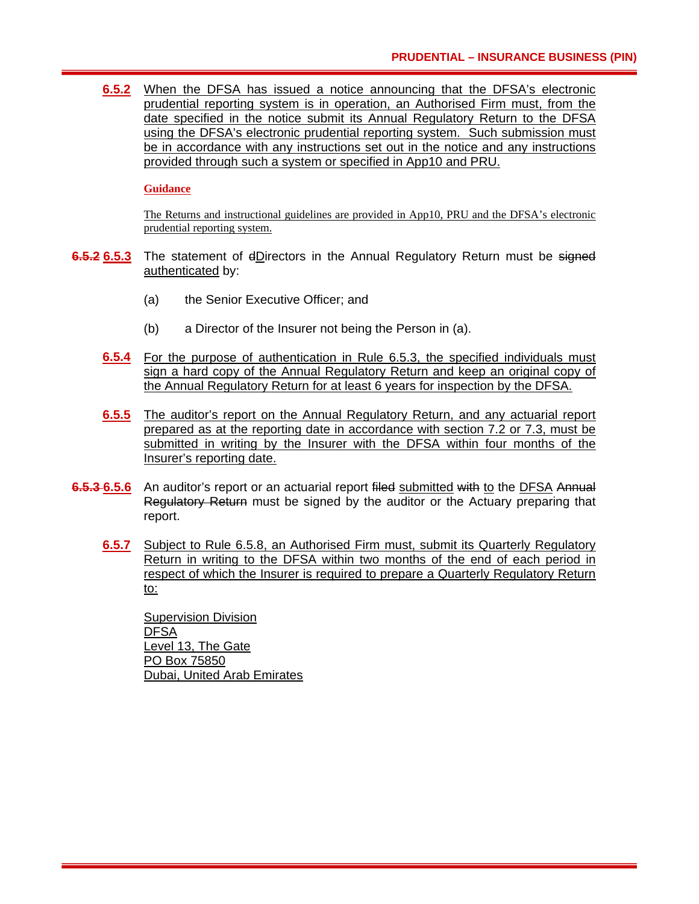6.5.2 When the DFSA has issued a notice announcing that the DFSA's electronic prudential reporting system is in operation, an Authorised Firm must, from the date specified in the notice submit its Annual Regulatory Return to the DFSA using the DFSA's electronic prudential reporting system. Such submission must be in accordance with any instructions set out in the notice and any instructions provided through such a system or specified in App10 and PRU.

**Guidance**

The Returns and instructional guidelines are provided in App10, PRU and the DFSA's electronic prudential reporting system.

~~6.5.2~~ 6.5.3 The statement of ~~d~~Directors in the Annual Regulatory Return must be ~~signed~~ authenticated by:

(a) the Senior Executive Officer; and

(b) a Director of the Insurer not being the Person in (a).

6.5.4 For the purpose of authentication in Rule 6.5.3, the specified individuals must sign a hard copy of the Annual Regulatory Return and keep an original copy of the Annual Regulatory Return for at least 6 years for inspection by the DFSA.

6.5.5 The auditor's report on the Annual Regulatory Return, and any actuarial report prepared as at the reporting date in accordance with section 7.2 or 7.3, must be submitted in writing by the Insurer with the DFSA within four months of the Insurer's reporting date.

~~6.5.3~~ 6.5.6 An auditor's report or an actuarial report ~~filed~~ submitted ~~with~~ to the DFSA ~~Annual Regulatory Return~~ must be signed by the auditor or the Actuary preparing that report.

6.5.7 Subject to Rule 6.5.8, an Authorised Firm must, submit its Quarterly Regulatory Return in writing to the DFSA within two months of the end of each period in respect of which the Insurer is required to prepare a Quarterly Regulatory Return to:

Supervision Division
DFSA
Level 13, The Gate
PO Box 75850
Dubai, United Arab Emirates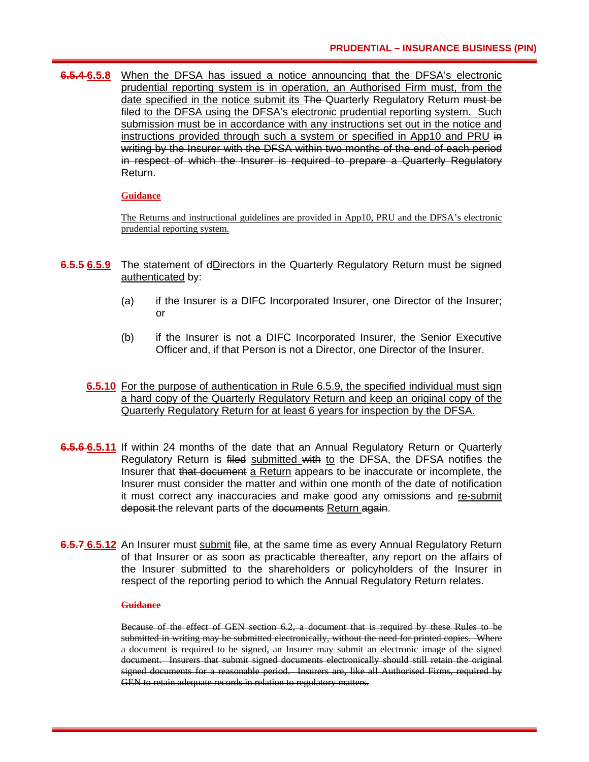~~6.5.4~~ <u>6.5.8</u> <u>When the DFSA has issued a notice announcing that the DFSA's electronic prudential reporting system is in operation, an Authorised Firm must, from the date specified in the notice submit its</u> ~~The~~ Quarterly Regulatory Return ~~must be filed~~ <u>to the DFSA using the DFSA's electronic prudential reporting system. Such submission must be in accordance with any instructions set out in the notice and instructions provided through such a system or specified in App10 and PRU</u> ~~in writing by the Insurer with the DFSA within two months of the end of each period in respect of which the Insurer is required to prepare a Quarterly Regulatory Return.~~

**<u>Guidance</u>**

<u>The Returns and instructional guidelines are provided in App10, PRU and the DFSA's electronic prudential reporting system.</u>

~~6.5.5~~ <u>6.5.9</u> The statement of ~~d~~<u>D</u>irectors in the Quarterly Regulatory Return must be ~~signed~~ <u>authenticated</u> by:

(a) if the Insurer is a DIFC Incorporated Insurer, one Director of the Insurer; or

(b) if the Insurer is not a DIFC Incorporated Insurer, the Senior Executive Officer and, if that Person is not a Director, one Director of the Insurer.

<u>6.5.10</u> <u>For the purpose of authentication in Rule 6.5.9, the specified individual must sign a hard copy of the Quarterly Regulatory Return and keep an original copy of the Quarterly Regulatory Return for at least 6 years for inspection by the DFSA.</u>

~~6.5.6~~ <u>6.5.11</u> If within 24 months of the date that an Annual Regulatory Return or Quarterly Regulatory Return is ~~filed~~ <u>submitted</u> ~~with~~ <u>to</u> the DFSA, the DFSA notifies the Insurer that ~~that document~~ <u>a Return</u> appears to be inaccurate or incomplete, the Insurer must consider the matter and within one month of the date of notification it must correct any inaccuracies and make good any omissions and <u>re-submit</u> ~~deposit~~ the relevant parts of the ~~documents~~ <u>Return</u> ~~again~~.

~~6.5.7~~ <u>6.5.12</u> An Insurer must <u>submit</u> ~~file~~, at the same time as every Annual Regulatory Return of that Insurer or as soon as practicable thereafter, any report on the affairs of the Insurer submitted to the shareholders or policyholders of the Insurer in respect of the reporting period to which the Annual Regulatory Return relates.

~~**Guidance**~~

~~Because of the effect of GEN section 6.2, a document that is required by these Rules to be submitted in writing may be submitted electronically, without the need for printed copies. Where a document is required to be signed, an Insurer may submit an electronic image of the signed document. Insurers that submit signed documents electronically should still retain the original signed documents for a reasonable period. Insurers are, like all Authorised Firms, required by GEN to retain adequate records in relation to regulatory matters.~~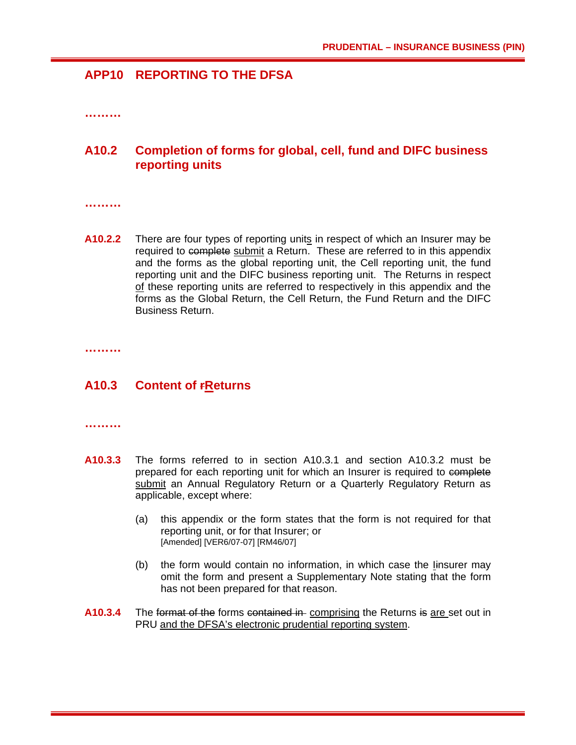# APP10 REPORTING TO THE DFSA

………

## A10.2 Completion of forms for global, cell, fund and DIFC business reporting units

………

**A10.2.2** There are four types of reporting units in respect of which an Insurer may be required to ~~complete~~ submit a Return. These are referred to in this appendix and the forms as the global reporting unit, the Cell reporting unit, the fund reporting unit and the DIFC business reporting unit. The Returns in respect of these reporting units are referred to respectively in this appendix and the forms as the Global Return, the Cell Return, the Fund Return and the DIFC Business Return.

………

## A10.3 Content of ~~r~~Returns

………

**A10.3.3** The forms referred to in section A10.3.1 and section A10.3.2 must be prepared for each reporting unit for which an Insurer is required to ~~complete~~ submit an Annual Regulatory Return or a Quarterly Regulatory Return as applicable, except where:

(a) this appendix or the form states that the form is not required for that reporting unit, or for that Insurer; or
[Amended] [VER6/07-07] [RM46/07]

(b) the form would contain no information, in which case the ~~i~~Insurer may omit the form and present a Supplementary Note stating that the form has not been prepared for that reason.

**A10.3.4** The ~~format of the~~ forms ~~contained in~~ comprising the Returns ~~is~~ are set out in PRU and the DFSA's electronic prudential reporting system.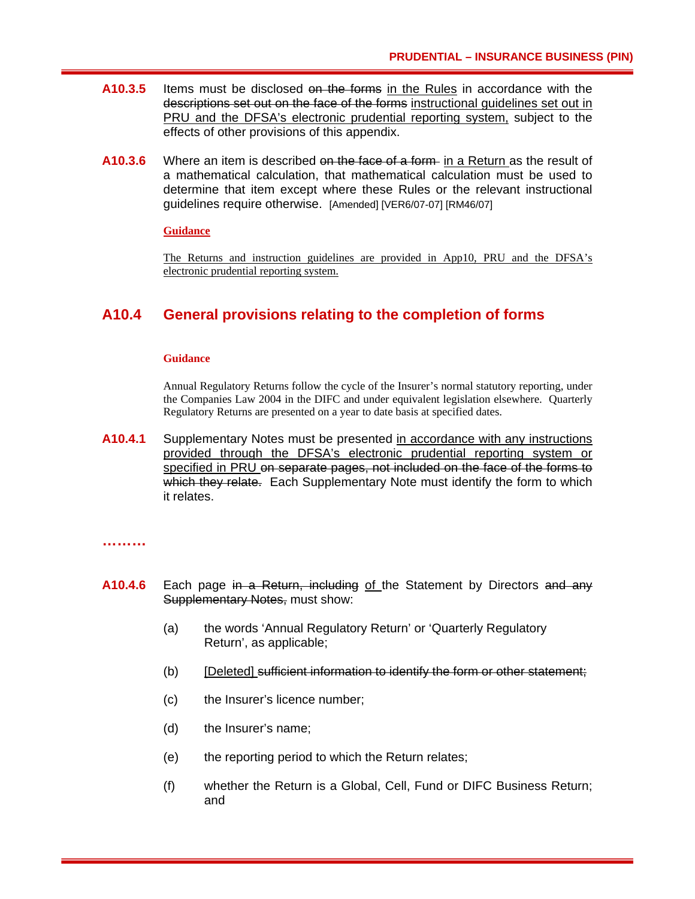**A10.3.5** Items must be disclosed ~~on the forms~~ <u>in the Rules</u> in accordance with the ~~descriptions set out on the face of the forms~~ <u>instructional guidelines set out in PRU and the DFSA's electronic prudential reporting system,</u> subject to the effects of other provisions of this appendix.

**A10.3.6** Where an item is described ~~on the face of a form~~ <u>in a Return</u> as the result of a mathematical calculation, that mathematical calculation must be used to determine that item except where these Rules or the relevant instructional guidelines require otherwise. [Amended] [VER6/07-07] [RM46/07]

<u>**Guidance**</u>

<u>The Returns and instruction guidelines are provided in App10, PRU and the DFSA's electronic prudential reporting system.</u>

## A10.4 General provisions relating to the completion of forms

**Guidance**

Annual Regulatory Returns follow the cycle of the Insurer's normal statutory reporting, under the Companies Law 2004 in the DIFC and under equivalent legislation elsewhere. Quarterly Regulatory Returns are presented on a year to date basis at specified dates.

**A10.4.1** Supplementary Notes must be presented <u>in accordance with any instructions provided through the DFSA's electronic prudential reporting system or specified in PRU</u> ~~on separate pages, not included on the face of the forms to which they relate.~~ Each Supplementary Note must identify the form to which it relates.

………

**A10.4.6** Each page ~~in a Return, including~~ <u>of</u> the Statement by Directors ~~and any Supplementary Notes,~~ must show:

(a) the words 'Annual Regulatory Return' or 'Quarterly Regulatory Return', as applicable;

(b) <u>[Deleted]</u> ~~sufficient information to identify the form or other statement;~~

(c) the Insurer's licence number;

(d) the Insurer's name;

(e) the reporting period to which the Return relates;

(f) whether the Return is a Global, Cell, Fund or DIFC Business Return; and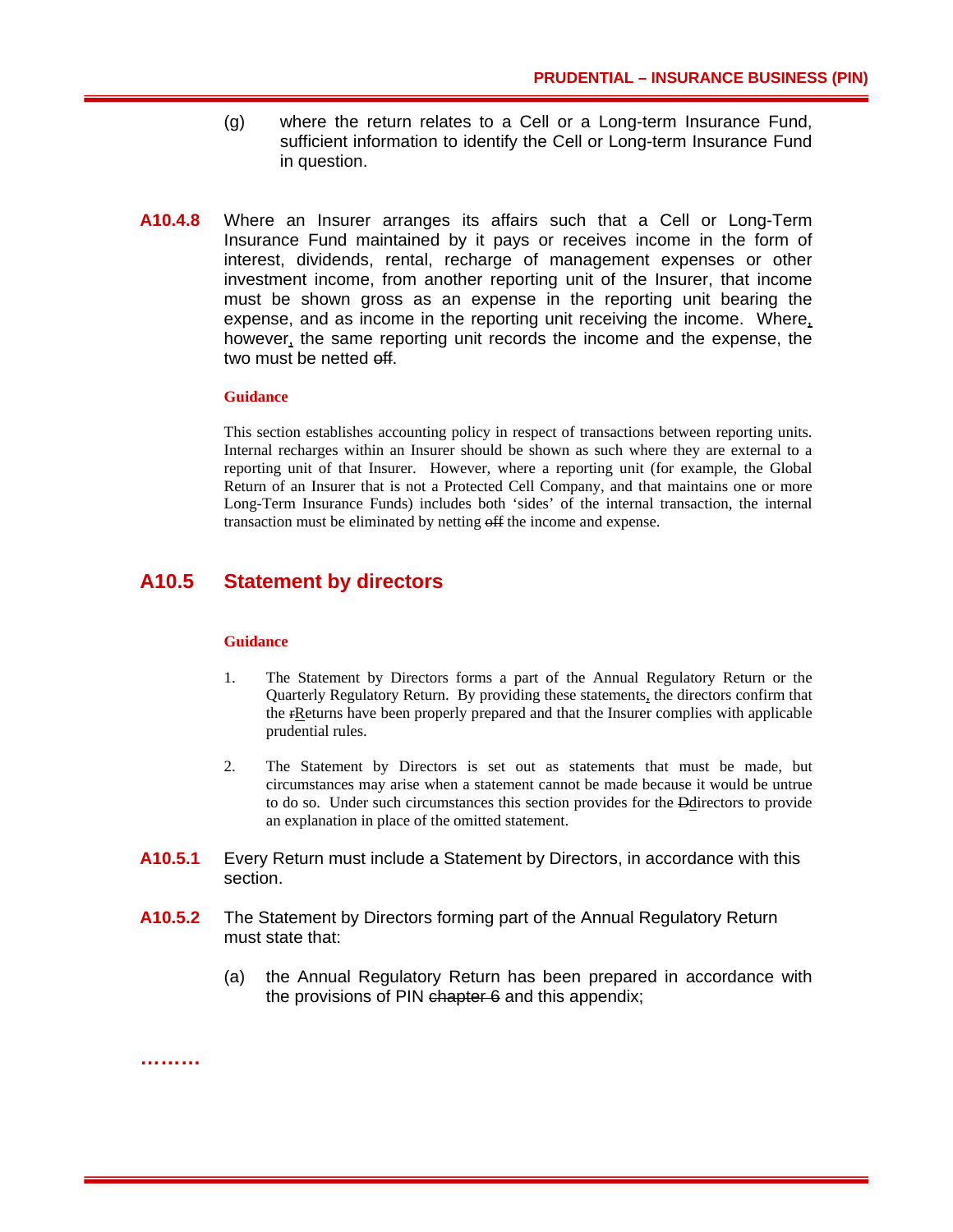(g) where the return relates to a Cell or a Long-term Insurance Fund, sufficient information to identify the Cell or Long-term Insurance Fund in question.

**A10.4.8** Where an Insurer arranges its affairs such that a Cell or Long-Term Insurance Fund maintained by it pays or receives income in the form of interest, dividends, rental, recharge of management expenses or other investment income, from another reporting unit of the Insurer, that income must be shown gross as an expense in the reporting unit bearing the expense, and as income in the reporting unit receiving the income. Where, however, the same reporting unit records the income and the expense, the two must be netted ~~off~~.

**Guidance**

This section establishes accounting policy in respect of transactions between reporting units. Internal recharges within an Insurer should be shown as such where they are external to a reporting unit of that Insurer. However, where a reporting unit (for example, the Global Return of an Insurer that is not a Protected Cell Company, and that maintains one or more Long-Term Insurance Funds) includes both 'sides' of the internal transaction, the internal transaction must be eliminated by netting ~~off~~ the income and expense.

## A10.5 Statement by directors

**Guidance**

1. The Statement by Directors forms a part of the Annual Regulatory Return or the Quarterly Regulatory Return. By providing these statements, the directors confirm that the ~~r~~Returns have been properly prepared and that the Insurer complies with applicable prudential rules.

2. The Statement by Directors is set out as statements that must be made, but circumstances may arise when a statement cannot be made because it would be untrue to do so. Under such circumstances this section provides for the ~~D~~directors to provide an explanation in place of the omitted statement.

**A10.5.1** Every Return must include a Statement by Directors, in accordance with this section.

**A10.5.2** The Statement by Directors forming part of the Annual Regulatory Return must state that:

(a) the Annual Regulatory Return has been prepared in accordance with the provisions of PIN ~~chapter 6~~ and this appendix;

………